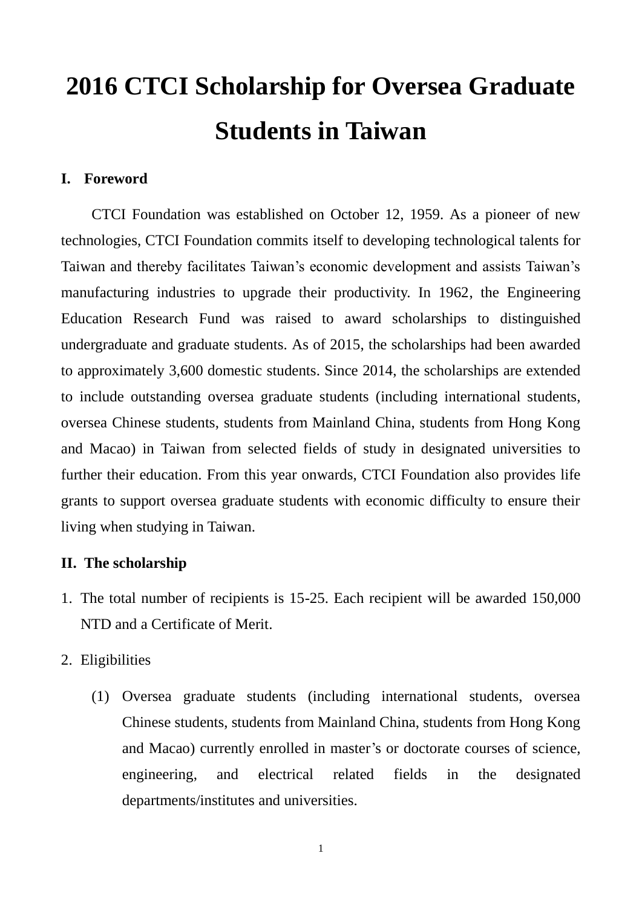# 2016 CTCI Scholarship for Oversea Graduate Students in Taiwan

## I. Foreword

CTCI Foundation was established on October 12, 1959. As a pioneer of new technologies, CTCI Foundation commits itself to developing technological talents for Taiwan and thereby facilitates Taiwan's economic development and assists Taiwan's manufacturing industries to upgrade their productivity. In 1962, the Engineering Education Research Fund was raised to award scholarships to distinguished undergraduate and graduate students. As of 2015, the scholarships had been awarded to approximately 3,600 domestic students. Since 2014, the scholarships are extended to include outstanding oversea graduate students (including international students, oversea Chinese students, students from Mainland China, students from Hong Kong and Macao) in Taiwan from selected fields of study in designated universities to further their education. From this year onwards, CTCI Foundation also provides life grants to support oversea graduate students with economic difficulty to ensure their living when studying in Taiwan.

## II. The scholarship

1. The total number of recipients is 15-25. Each recipient will be awarded 150,000 NTD and a Certificate of Merit.
2. Eligibilities
   (1) Oversea graduate students (including international students, oversea Chinese students, students from Mainland China, students from Hong Kong and Macao) currently enrolled in master's or doctorate courses of science, engineering, and electrical related fields in the designated departments/institutes and universities.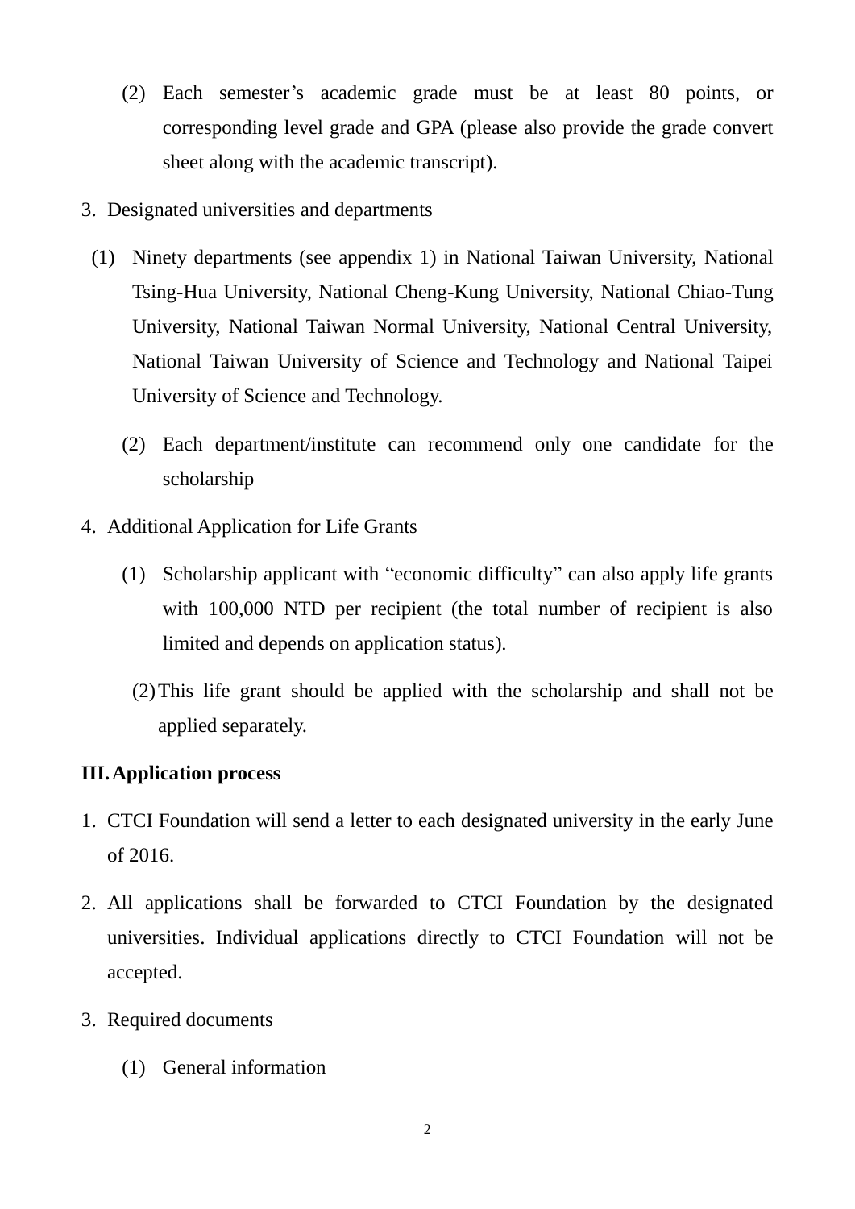(2) Each semester's academic grade must be at least 80 points, or corresponding level grade and GPA (please also provide the grade convert sheet along with the academic transcript).

3. Designated universities and departments

(1) Ninety departments (see appendix 1) in National Taiwan University, National Tsing-Hua University, National Cheng-Kung University, National Chiao-Tung University, National Taiwan Normal University, National Central University, National Taiwan University of Science and Technology and National Taipei University of Science and Technology.

(2) Each department/institute can recommend only one candidate for the scholarship

4. Additional Application for Life Grants

(1) Scholarship applicant with "economic difficulty" can also apply life grants with 100,000 NTD per recipient (the total number of recipient is also limited and depends on application status).

(2) This life grant should be applied with the scholarship and shall not be applied separately.

## III. Application process

1. CTCI Foundation will send a letter to each designated university in the early June of 2016.
2. All applications shall be forwarded to CTCI Foundation by the designated universities. Individual applications directly to CTCI Foundation will not be accepted.
3. Required documents

(1) General information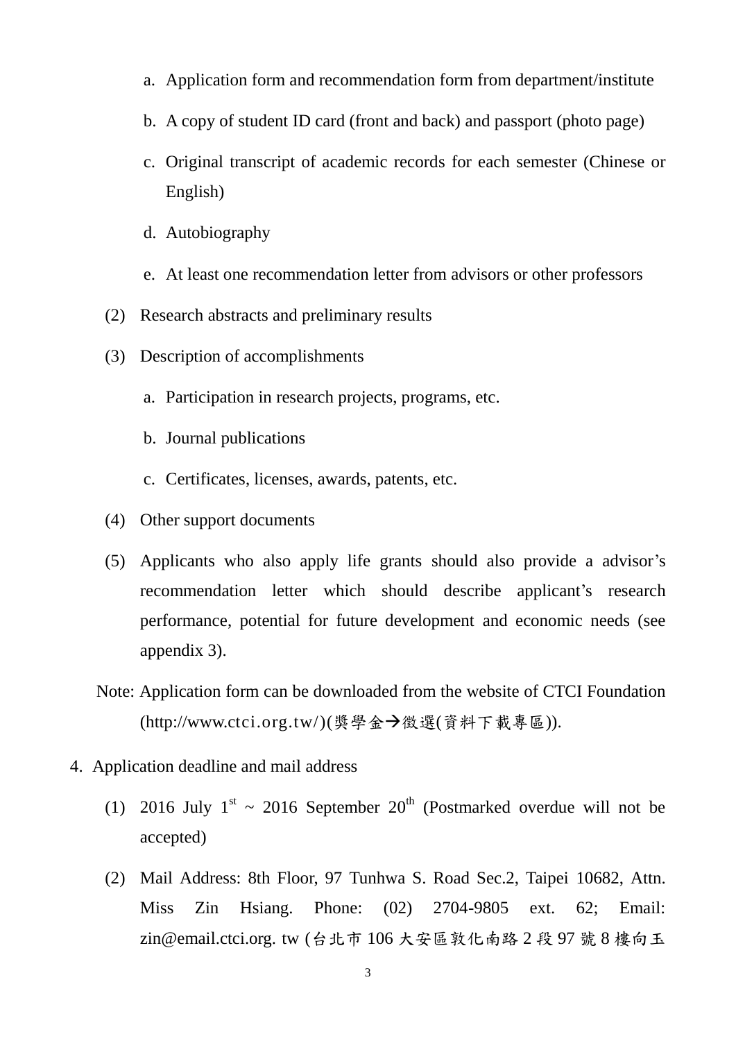a. Application form and recommendation form from department/institute

b. A copy of student ID card (front and back) and passport (photo page)

c. Original transcript of academic records for each semester (Chinese or English)

d. Autobiography

e. At least one recommendation letter from advisors or other professors

(2) Research abstracts and preliminary results

(3) Description of accomplishments

a. Participation in research projects, programs, etc.

b. Journal publications

c. Certificates, licenses, awards, patents, etc.

(4) Other support documents

(5) Applicants who also apply life grants should also provide a advisor's recommendation letter which should describe applicant's research performance, potential for future development and economic needs (see appendix 3).

Note: Application form can be downloaded from the website of CTCI Foundation (http://www.ctci.org.tw/)(獎學金→徵選(資料下載專區)).

4. Application deadline and mail address

(1) 2016 July 1st ~ 2016 September 20th (Postmarked overdue will not be accepted)

(2) Mail Address: 8th Floor, 97 Tunhwa S. Road Sec.2, Taipei 10682, Attn. Miss Zin Hsiang. Phone: (02) 2704-9805 ext. 62; Email: zin@email.ctci.org. tw (台北市 106 大安區敦化南路 2 段 97 號 8 樓向玉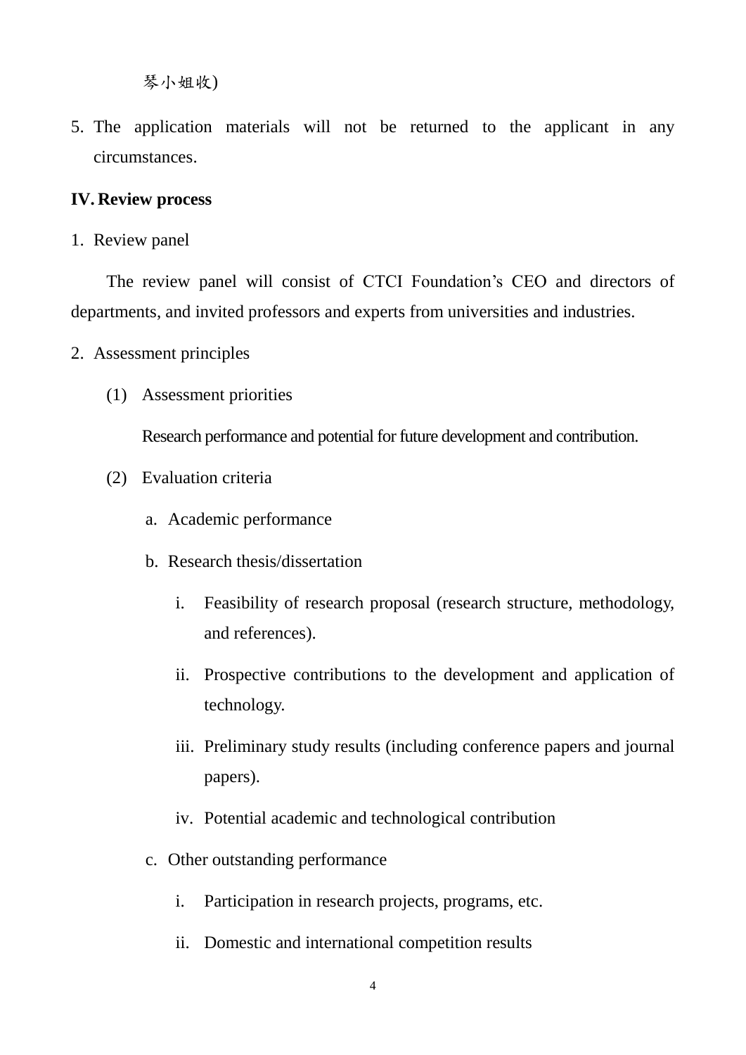琴小姐收)

5. The application materials will not be returned to the applicant in any circumstances.

## IV. Review process

1. Review panel

The review panel will consist of CTCI Foundation's CEO and directors of departments, and invited professors and experts from universities and industries.

2. Assessment principles

   (1) Assessment priorities

   Research performance and potential for future development and contribution.

   (2) Evaluation criteria

   a. Academic performance

   b. Research thesis/dissertation

      i. Feasibility of research proposal (research structure, methodology, and references).

      ii. Prospective contributions to the development and application of technology.

      iii. Preliminary study results (including conference papers and journal papers).

      iv. Potential academic and technological contribution

   c. Other outstanding performance

      i. Participation in research projects, programs, etc.

      ii. Domestic and international competition results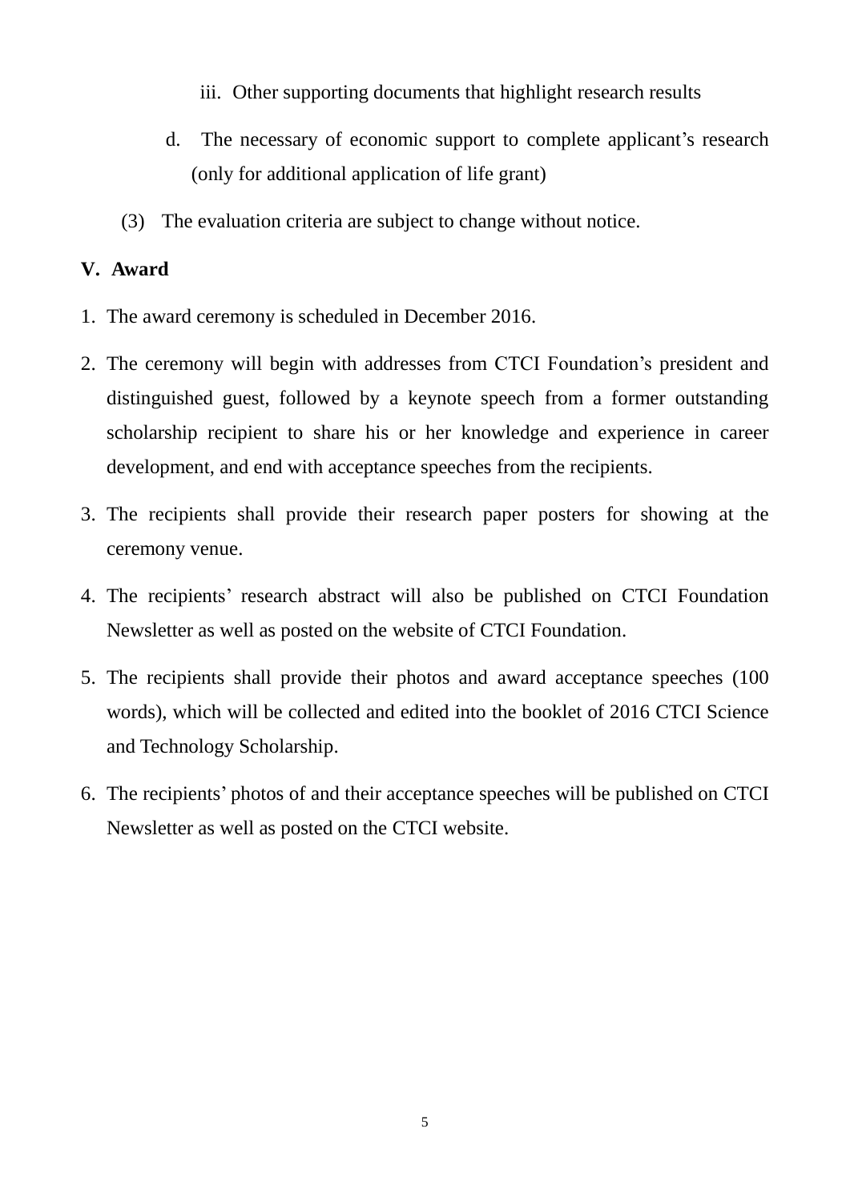iii. Other supporting documents that highlight research results

d. The necessary of economic support to complete applicant's research (only for additional application of life grant)

(3) The evaluation criteria are subject to change without notice.

## V. Award

1. The award ceremony is scheduled in December 2016.
2. The ceremony will begin with addresses from CTCI Foundation's president and distinguished guest, followed by a keynote speech from a former outstanding scholarship recipient to share his or her knowledge and experience in career development, and end with acceptance speeches from the recipients.
3. The recipients shall provide their research paper posters for showing at the ceremony venue.
4. The recipients' research abstract will also be published on CTCI Foundation Newsletter as well as posted on the website of CTCI Foundation.
5. The recipients shall provide their photos and award acceptance speeches (100 words), which will be collected and edited into the booklet of 2016 CTCI Science and Technology Scholarship.
6. The recipients' photos of and their acceptance speeches will be published on CTCI Newsletter as well as posted on the CTCI website.